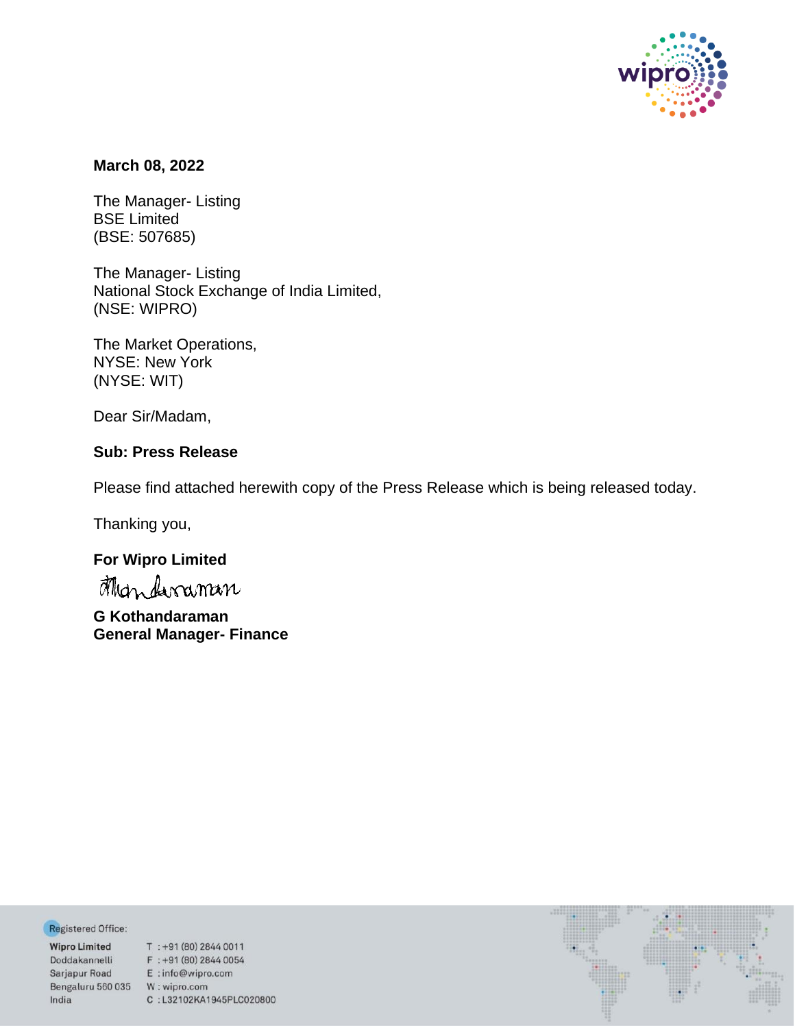**March 08, 2022**

The Manager- Listing
BSE Limited
(BSE: 507685)

The Manager- Listing
National Stock Exchange of India Limited,
(NSE: WIPRO)

The Market Operations,
NYSE: New York
(NYSE: WIT)

Dear Sir/Madam,

**Sub: Press Release**

Please find attached herewith copy of the Press Release which is being released today.

Thanking you,

**For Wipro Limited**

**G Kothandaraman**
**General Manager- Finance**

Registered Office:

Wipro Limited
Doddakannelli
Sarjapur Road
Bengaluru 560 035
India

T : +91 (80) 2844 0011
F : +91 (80) 2844 0054
E : info@wipro.com
W : wipro.com
C : L32102KA1945PLC020800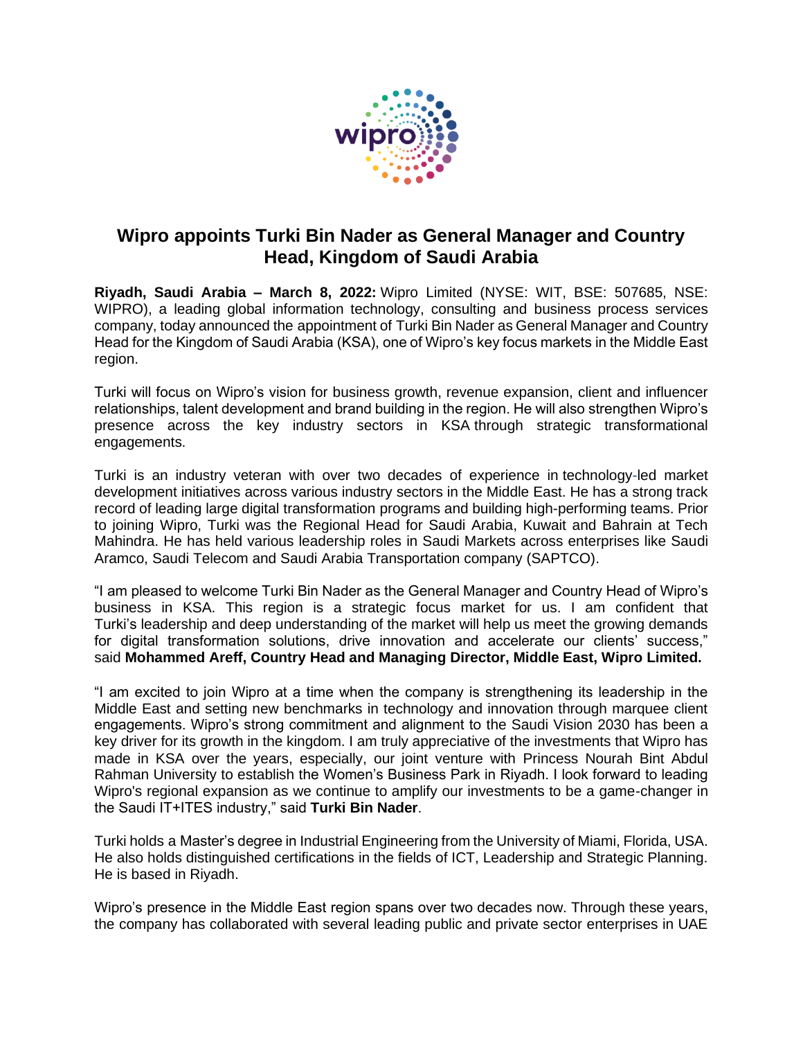# Wipro appoints Turki Bin Nader as General Manager and Country Head, Kingdom of Saudi Arabia

**Riyadh, Saudi Arabia – March 8, 2022:** Wipro Limited (NYSE: WIT, BSE: 507685, NSE: WIPRO), a leading global information technology, consulting and business process services company, today announced the appointment of Turki Bin Nader as General Manager and Country Head for the Kingdom of Saudi Arabia (KSA), one of Wipro's key focus markets in the Middle East region.

Turki will focus on Wipro's vision for business growth, revenue expansion, client and influencer relationships, talent development and brand building in the region. He will also strengthen Wipro's presence across the key industry sectors in KSA through strategic transformational engagements.

Turki is an industry veteran with over two decades of experience in technology-led market development initiatives across various industry sectors in the Middle East. He has a strong track record of leading large digital transformation programs and building high-performing teams. Prior to joining Wipro, Turki was the Regional Head for Saudi Arabia, Kuwait and Bahrain at Tech Mahindra. He has held various leadership roles in Saudi Markets across enterprises like Saudi Aramco, Saudi Telecom and Saudi Arabia Transportation company (SAPTCO).

"I am pleased to welcome Turki Bin Nader as the General Manager and Country Head of Wipro's business in KSA. This region is a strategic focus market for us. I am confident that Turki's leadership and deep understanding of the market will help us meet the growing demands for digital transformation solutions, drive innovation and accelerate our clients' success," said **Mohammed Areff, Country Head and Managing Director, Middle East, Wipro Limited.**

"I am excited to join Wipro at a time when the company is strengthening its leadership in the Middle East and setting new benchmarks in technology and innovation through marquee client engagements. Wipro's strong commitment and alignment to the Saudi Vision 2030 has been a key driver for its growth in the kingdom. I am truly appreciative of the investments that Wipro has made in KSA over the years, especially, our joint venture with Princess Nourah Bint Abdul Rahman University to establish the Women's Business Park in Riyadh. I look forward to leading Wipro's regional expansion as we continue to amplify our investments to be a game-changer in the Saudi IT+ITES industry," said **Turki Bin Nader**.

Turki holds a Master's degree in Industrial Engineering from the University of Miami, Florida, USA. He also holds distinguished certifications in the fields of ICT, Leadership and Strategic Planning. He is based in Riyadh.

Wipro's presence in the Middle East region spans over two decades now. Through these years, the company has collaborated with several leading public and private sector enterprises in UAE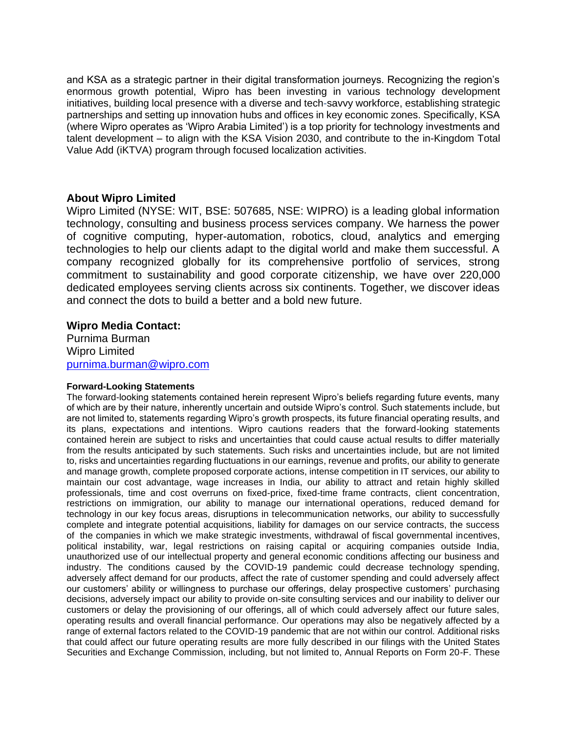and KSA as a strategic partner in their digital transformation journeys. Recognizing the region's enormous growth potential, Wipro has been investing in various technology development initiatives, building local presence with a diverse and tech-savvy workforce, establishing strategic partnerships and setting up innovation hubs and offices in key economic zones. Specifically, KSA (where Wipro operates as 'Wipro Arabia Limited') is a top priority for technology investments and talent development – to align with the KSA Vision 2030, and contribute to the in-Kingdom Total Value Add (iKTVA) program through focused localization activities.

## About Wipro Limited

Wipro Limited (NYSE: WIT, BSE: 507685, NSE: WIPRO) is a leading global information technology, consulting and business process services company. We harness the power of cognitive computing, hyper-automation, robotics, cloud, analytics and emerging technologies to help our clients adapt to the digital world and make them successful. A company recognized globally for its comprehensive portfolio of services, strong commitment to sustainability and good corporate citizenship, we have over 220,000 dedicated employees serving clients across six continents. Together, we discover ideas and connect the dots to build a better and a bold new future.

## Wipro Media Contact:

Purnima Burman
Wipro Limited
[purnima.burman@wipro.com](mailto:purnima.burman@wipro.com)

**Forward-Looking Statements**

The forward-looking statements contained herein represent Wipro's beliefs regarding future events, many of which are by their nature, inherently uncertain and outside Wipro's control. Such statements include, but are not limited to, statements regarding Wipro's growth prospects, its future financial operating results, and its plans, expectations and intentions. Wipro cautions readers that the forward-looking statements contained herein are subject to risks and uncertainties that could cause actual results to differ materially from the results anticipated by such statements. Such risks and uncertainties include, but are not limited to, risks and uncertainties regarding fluctuations in our earnings, revenue and profits, our ability to generate and manage growth, complete proposed corporate actions, intense competition in IT services, our ability to maintain our cost advantage, wage increases in India, our ability to attract and retain highly skilled professionals, time and cost overruns on fixed-price, fixed-time frame contracts, client concentration, restrictions on immigration, our ability to manage our international operations, reduced demand for technology in our key focus areas, disruptions in telecommunication networks, our ability to successfully complete and integrate potential acquisitions, liability for damages on our service contracts, the success of the companies in which we make strategic investments, withdrawal of fiscal governmental incentives, political instability, war, legal restrictions on raising capital or acquiring companies outside India, unauthorized use of our intellectual property and general economic conditions affecting our business and industry. The conditions caused by the COVID-19 pandemic could decrease technology spending, adversely affect demand for our products, affect the rate of customer spending and could adversely affect our customers' ability or willingness to purchase our offerings, delay prospective customers' purchasing decisions, adversely impact our ability to provide on-site consulting services and our inability to deliver our customers or delay the provisioning of our offerings, all of which could adversely affect our future sales, operating results and overall financial performance. Our operations may also be negatively affected by a range of external factors related to the COVID-19 pandemic that are not within our control. Additional risks that could affect our future operating results are more fully described in our filings with the United States Securities and Exchange Commission, including, but not limited to, Annual Reports on Form 20-F. These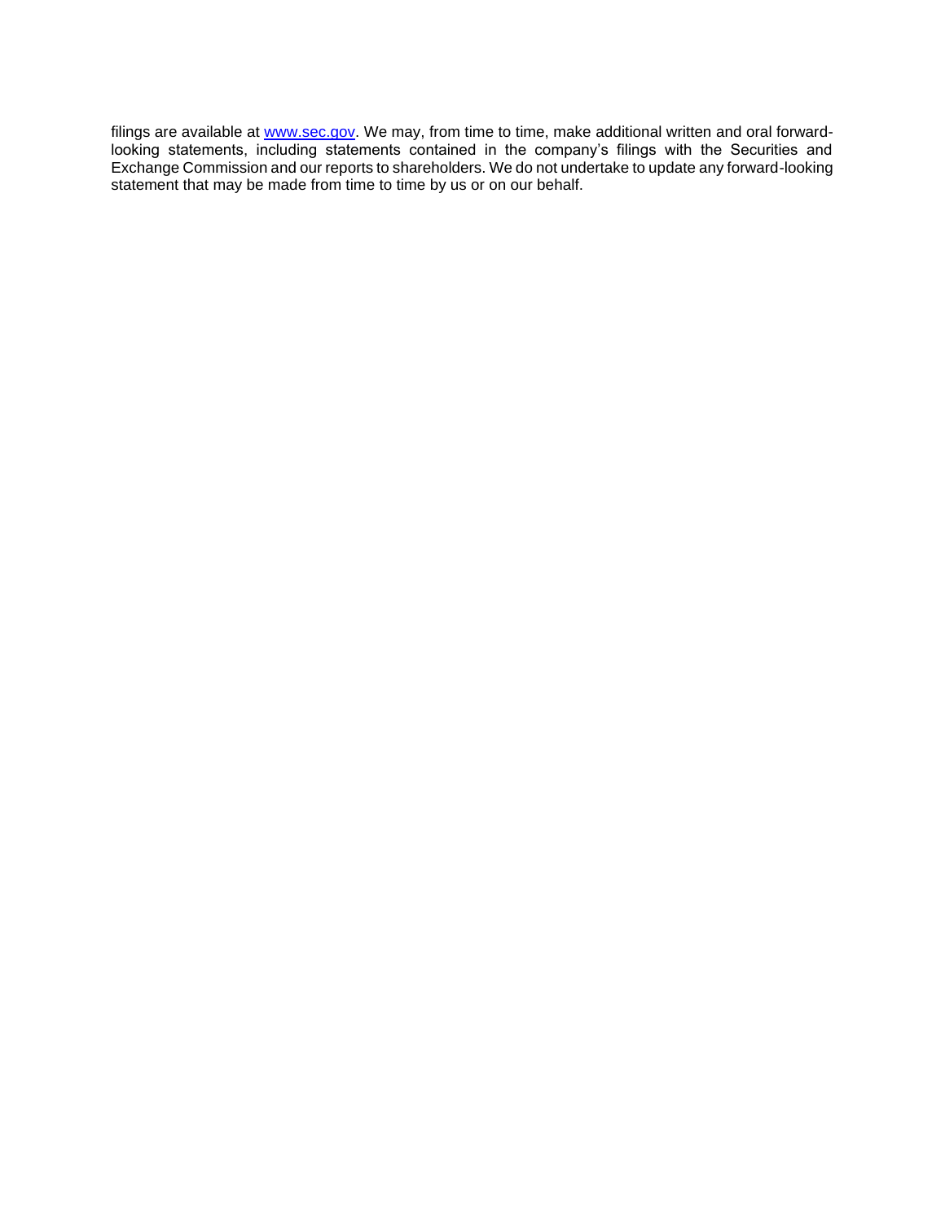filings are available at [www.sec.gov](http://www.sec.gov). We may, from time to time, make additional written and oral forward-looking statements, including statements contained in the company's filings with the Securities and Exchange Commission and our reports to shareholders. We do not undertake to update any forward-looking statement that may be made from time to time by us or on our behalf.